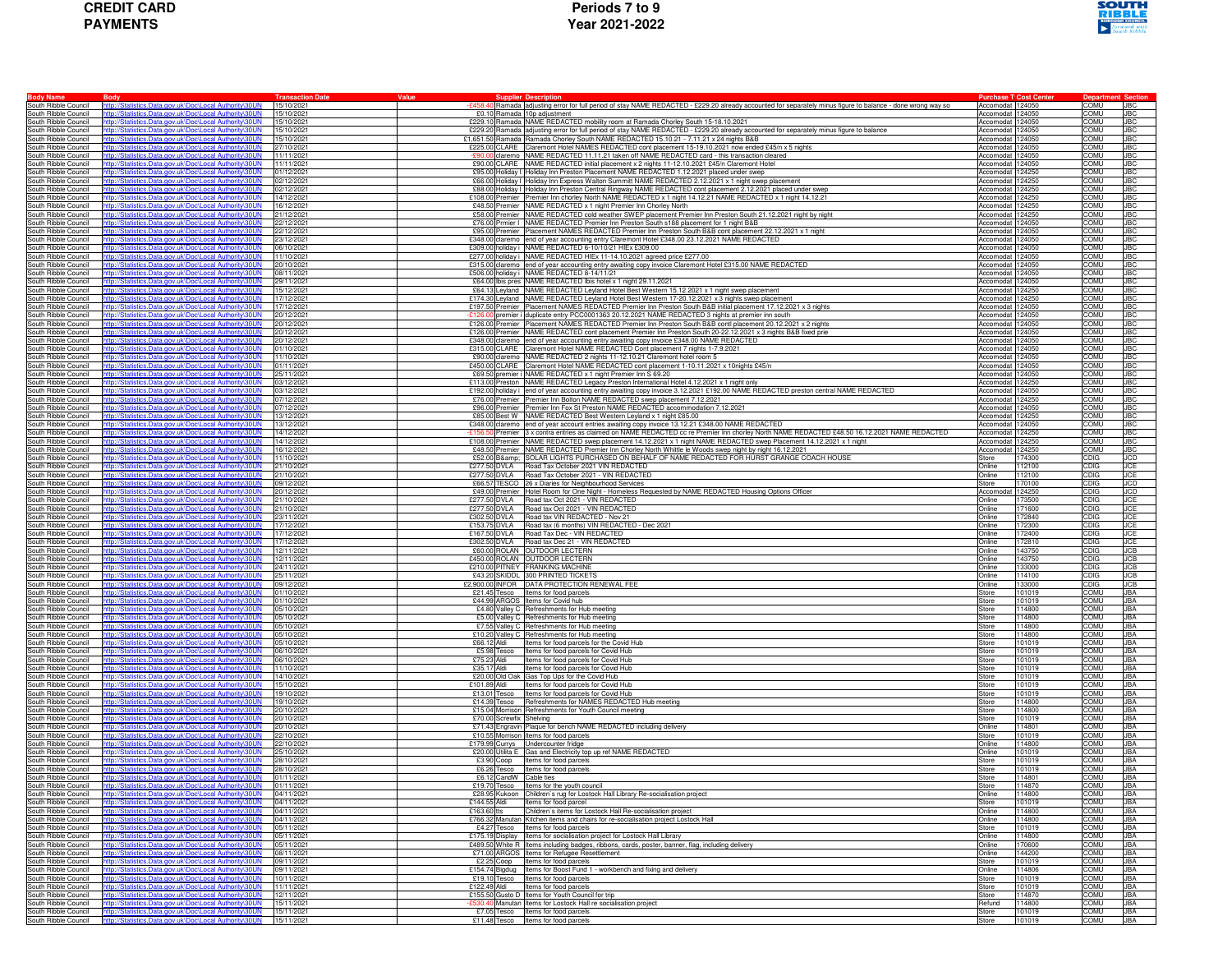# CREDIT CARD PAYMENTS

# Periods 7 to 9 Year 2021-2022

| Body Name | Body | Transaction Date | Value | Supplier | Description | Purchase Type | Cost Centre | Department | Section |
|---|---|---|---|---|---|---|---|---|---|
| South Ribble Council | http://Statistics.gov.uk\Doc\Local Authority\30UN | 15/10/2021 | -£458.40 | Ramada | adjusting error for full period of stay NAME REDACTED - £229.20 already accounted for separately minus figure to balance - done wrong way so | Accomodat | 124050 | COMU | JBC |
| South Ribble Council | http://Statistics.gov.uk\Doc\Local Authority\30UN | 15/10/2021 | £0.10 | Ramada | 10p adjustment | Accomodat | 124050 | COMU | JBC |
| South Ribble Council | http://Statistics.gov.uk\Doc\Local Authority\30UN | 15/10/2021 | £229.10 | Ramada | NAME REDACTED mobility room at Ramada Chorley South 15-18.10.2021 | Accomodat | 124050 | COMU | JBC |
| South Ribble Council | http://Statistics.gov.uk\Doc\Local Authority\30UN | 15/10/2021 | £229.20 | Ramada | adjusting error for full period of stay NAME REDACTED - £229.20 already accounted for separately minus figure to balance | Accomodat | 124050 | COMU | JBC |
| South Ribble Council | http://Statistics.gov.uk\Doc\Local Authority\30UN | 15/10/2021 | £1,651.50 | Ramada | Ramada Chorley South NAME REDACTED 15.10.21 - 7.11.21 x 24 nights B&B | Accomodat | 124050 | COMU | JBC |
| South Ribble Council | http://Statistics.gov.uk\Doc\Local Authority\30UN | 27/10/2021 | £225.00 | CLARE | Claremont Hotel NAMES REDACTED cont placement 15-19.10.2021 now ended £45/n x 5 nights | Accomodat | 124050 | COMU | JBC |
| South Ribble Council | http://Statistics.gov.uk\Doc\Local Authority\30UN | 11/11/2021 | -£90.00 | claremo | NAME REDACTED 11.11.21 taken off NAME REDACTED card - this transaction cleared | Accomodat | 124050 | COMU | JBC |
| South Ribble Council | http://Statistics.gov.uk\Doc\Local Authority\30UN | 11/11/2021 | £90.00 | CLARE | NAME REDACTED initial placement x 2 nights 11-12.10.2021 £45/n Claremont Hotel | Accomodat | 124050 | COMU | JBC |
| South Ribble Council | http://Statistics.gov.uk\Doc\Local Authority\30UN | 01/12/2021 | £95.00 | Holiday I | Holiday Inn Preston Placement NAME REDACTED 1.12.2021 placed under swep | Accomodat | 124250 | COMU | JBC |
| South Ribble Council | http://Statistics.gov.uk\Doc\Local Authority\30UN | 02/12/2021 | £66.00 | Holiday I | Holiday Inn Express Walton Summitt NAME REDACTED 2.12.2021 x 1 night swep placement | Accomodat | 124250 | COMU | JBC |
| South Ribble Council | http://Statistics.gov.uk\Doc\Local Authority\30UN | 02/12/2021 | £88.00 | Holiday I | Holiday Inn Preston Central Ringway NAME REDACTED cont placement 2.12.2021 placed under swep | Accomodat | 124250 | COMU | JBC |
| South Ribble Council | http://Statistics.gov.uk\Doc\Local Authority\30UN | 14/12/2021 | £108.00 | Premier | Premier Inn chorley North NAME REDACTED x 1 night 14.12.21 NAME REDACTED x 1 night 14.12.21 | Accomodat | 124250 | COMU | JBC |
| South Ribble Council | http://Statistics.gov.uk\Doc\Local Authority\30UN | 16/12/2021 | £48.50 | Premier | NAME REDACTED x 1 night Premier Inn Chorley North | Accomodat | 124250 | COMU | JBC |
| South Ribble Council | http://Statistics.gov.uk\Doc\Local Authority\30UN | 21/12/2021 | £58.00 | Premier | NAME REDACTED cold weather SWEP placement Premier Inn Preston South 21.12.2021 night by night | Accomodat | 124250 | COMU | JBC |
| South Ribble Council | http://Statistics.gov.uk\Doc\Local Authority\30UN | 22/12/2021 | £76.00 | Prmier I | NAME REDACTED Premier Inn Preston South s188 placement for 1 night B&B | Accomodat | 124050 | COMU | JBC |
| South Ribble Council | http://Statistics.gov.uk\Doc\Local Authority\30UN | 22/12/2021 | £95.00 | Premier | Placement NAMES REDACTED Premier Inn Preston South B&B cont placement 22.12.2021 x 1 night | Accomodat | 124050 | COMU | JBC |
| South Ribble Council | http://Statistics.gov.uk\Doc\Local Authority\30UN | 23/12/2021 | £348.00 | claremo | end of year accounting entry Claremont Hotel £348.00 23.12.2021 NAME REDACTED | Accomodat | 124050 | COMU | JBC |
| South Ribble Council | http://Statistics.gov.uk\Doc\Local Authority\30UN | 06/10/2021 | £309.00 | holiday i | NAME REDACTED 6-10/10/21 HIEx £309.00 | Accomodat | 124050 | COMU | JBC |
| South Ribble Council | http://Statistics.gov.uk\Doc\Local Authority\30UN | 11/10/2021 | £277.00 | holiday i | NAME REDACTED HIEx 11-14.10.2021 agreed price £277.00 | Accomodat | 124050 | COMU | JBC |
| South Ribble Council | http://Statistics.gov.uk\Doc\Local Authority\30UN | 20/10/2021 | £315.00 | claremo | end of year accounting entry awaiting copy invoice Claremont Hotel £315.00 NAME REDACTED | Accomodat | 124050 | COMU | JBC |
| South Ribble Council | http://Statistics.gov.uk\Doc\Local Authority\30UN | 08/11/2021 | £506.00 | holiday i | NAME REDACTED 8-14/11/21 | Accomodat | 124050 | COMU | JBC |
| South Ribble Council | http://Statistics.gov.uk\Doc\Local Authority\30UN | 29/11/2021 | £64.00 | Ibis pres | NAME REDACTED Ibis hotel x 1 night 29.11.2021 | Accomodat | 124050 | COMU | JBC |
| South Ribble Council | http://Statistics.gov.uk\Doc\Local Authority\30UN | 15/12/2021 | £64.13 | Leyland | NAME REDACTED Leyland Hotel Best Western 15.12.2021 x 1 night swep placement | Accomodat | 124250 | COMU | JBC |
| South Ribble Council | http://Statistics.gov.uk\Doc\Local Authority\30UN | 17/12/2021 | £174.30 | Leyland | NAME REDACTED Leyland Hotel Best Western 17-20.12.2021 x 3 nights swep placement | Accomodat | 124250 | COMU | JBC |
| South Ribble Council | http://Statistics.gov.uk\Doc\Local Authority\30UN | 17/12/2021 | £197.50 | Premier | Placement NAMES REDACTED Premier Inn Preston South B&B initial placement 17.12.2021 x 3 nights | Accomodat | 124050 | COMU | JBC |
| South Ribble Council | http://Statistics.gov.uk\Doc\Local Authority\30UN | 20/12/2021 | -£126.00 | premier i | duplicate entry PCC0001363 20.12.2021 NAME REDACTED 3 nights at premier inn south | Accomodat | 124050 | COMU | JBC |
| South Ribble Council | http://Statistics.gov.uk\Doc\Local Authority\30UN | 20/12/2021 | £126.00 | Premier | Placement NAMES REDACTED Premier Inn Preston South B&B contl placement 20.12.2021 x 2 nights | Accomodat | 124050 | COMU | JBC |
| South Ribble Council | http://Statistics.gov.uk\Doc\Local Authority\30UN | 20/12/2021 | £126.00 | Premier | NAME REDACTED cont placement Premier Inn Preston South 20-22.12.2021 x 3 nights B&B fixed prie | Accomodat | 124050 | COMU | JBC |
| South Ribble Council | http://Statistics.gov.uk\Doc\Local Authority\30UN | 20/12/2021 | £348.00 | claremo | end of year accounting entry awaiting copy invoice £348.00 NAME REDACTED | Accomodat | 124050 | COMU | JBC |
| South Ribble Council | http://Statistics.gov.uk\Doc\Local Authority\30UN | 01/10/2021 | £315.00 | CLARE | Claremont Hotel NAME REDACTED Cont placement 7 nights 1-7.9.2021 | Accomodat | 124050 | COMU | JBC |
| South Ribble Council | http://Statistics.gov.uk\Doc\Local Authority\30UN | 11/10/2021 | £90.00 | claremo | NAME REDACTED 2 nights 11-12.10.21 Claremont hotel room 5 | Accomodat | 124050 | COMU | JBC |
| South Ribble Council | http://Statistics.gov.uk\Doc\Local Authority\30UN | 01/11/2021 | £450.00 | CLARE | Claremont Hotel NAME REDACTED cont placement 1-10.11.2021 x 10nights £45/n | Accomodat | 124050 | COMU | JBC |
| South Ribble Council | http://Statistics.gov.uk\Doc\Local Authority\30UN | 25/11/2021 | £69.50 | premier i | NAME REDACTED x 1 night Premier Inn S 69.20 | Accomodat | 124050 | COMU | JBC |
| South Ribble Council | http://Statistics.gov.uk\Doc\Local Authority\30UN | 03/12/2021 | £113.00 | Preston | NAME REDACTED Legacy Preston International Hotel 4.12.2021 x 1 night only | Accomodat | 124250 | COMU | JBC |
| South Ribble Council | http://Statistics.gov.uk\Doc\Local Authority\30UN | 03/12/2021 | £192.00 | holiday i | end of year accounting entry awaiting copy invoice 3.12.2021 £192.00 NAME REDACTED preston central NAME REDACTED | Accomodat | 124050 | COMU | JBC |
| South Ribble Council | http://Statistics.gov.uk\Doc\Local Authority\30UN | 07/12/2021 | £76.00 | Premier | Premier Inn Bolton NAME REDACTED swep placement 7.12.2021 | Accomodat | 124250 | COMU | JBC |
| South Ribble Council | http://Statistics.gov.uk\Doc\Local Authority\30UN | 07/12/2021 | £96.00 | Premier | Premier Inn Fox St Preston NAME REDACTED accommodation 7.12.2021 | Accomodat | 124050 | COMU | JBC |
| South Ribble Council | http://Statistics.gov.uk\Doc\Local Authority\30UN | 13/12/2021 | £85.00 | Best W | NAME REDACTED Best Western Leyland x 1 night £85.00 | Accomodat | 124250 | COMU | JBC |
| South Ribble Council | http://Statistics.gov.uk\Doc\Local Authority\30UN | 13/12/2021 | £348.00 | claremo | end of year account entries awaiting copy invoice 13.12.21 £348.00 NAME REDACTED | Accomodat | 124050 | COMU | JBC |
| South Ribble Council | http://Statistics.gov.uk\Doc\Local Authority\30UN | 14/12/2021 | -£156.50 | Premier | 3 x contra entries as claimed on NAME REDACTED cc re Premier Inn chorley North NAME REDACTED £48.50 16.12.2021 NAME REDACTED | Accomodat | 124250 | COMU | JBC |
| South Ribble Council | http://Statistics.gov.uk\Doc\Local Authority\30UN | 14/12/2021 | £108.00 | Premier | NAME REDACTED swep placement 14.12.2021 x 1 night NAME REDACTED swep Placement 14.12.2021 x 1 night | Accomodat | 124250 | COMU | JBC |
| South Ribble Council | http://Statistics.gov.uk\Doc\Local Authority\30UN | 16/12/2021 | £48.50 | Premier | NAME REDACTED Premier Inn Chorley North Whittle le Woods swep night by night 16.12.2021 | Accomodat | 124250 | COMU | JBC |
| South Ribble Council | http://Statistics.gov.uk\Doc\Local Authority\30UN | 11/10/2021 | £52.00 | B&amp; | SOLAR LIGHTS PURCHASED ON BEHALF OF NAME REDACTED FOR HURST GRANGE COACH HOUSE | Store | 174300 | CDIG | JCD |
| South Ribble Council | http://Statistics.gov.uk\Doc\Local Authority\30UN | 21/10/2021 | £277.50 | DVLA | Road Tax October 2021 VIN REDACTED | Online | 112100 | CDIG | JCE |
| South Ribble Council | http://Statistics.gov.uk\Doc\Local Authority\30UN | 21/10/2021 | £277.50 | DVLA | Road Tax October 2021 - VIN REDACTED | Online | 112100 | CDIG | JCE |
| South Ribble Council | http://Statistics.gov.uk\Doc\Local Authority\30UN | 09/12/2021 | £66.57 | TESCO | 26 x Diaries for Neighbourhood Services | Store | 170100 | CDIG | JCD |
| South Ribble Council | http://Statistics.gov.uk\Doc\Local Authority\30UN | 20/12/2021 | £49.00 | Premier | Hotel Room for One Night - Homeless Requested by NAME REDACTED Housing Options Officer | Accomodat | 124250 | CDIG | JCD |
| South Ribble Council | http://Statistics.gov.uk\Doc\Local Authority\30UN | 21/10/2021 | £277.50 | DVLA | Road tax Oct 2021 - VIN REDACTED | Online | 173500 | CDIG | JCE |
| South Ribble Council | http://Statistics.gov.uk\Doc\Local Authority\30UN | 21/10/2021 | £277.50 | DVLA | Road tax Oct 2021 - VIN REDACTED | Online | 171600 | CDIG | JCE |
| South Ribble Council | http://Statistics.gov.uk\Doc\Local Authority\30UN | 23/11/2021 | £302.50 | DVLA | Road tax VIN REDACTED - Nov 21 | Online | 172840 | CDIG | JCE |
| South Ribble Council | http://Statistics.gov.uk\Doc\Local Authority\30UN | 17/12/2021 | £153.75 | DVLA | Road tax (6 months) VIN REDACTED - Dec 2021 | Online | 172300 | CDIG | JCE |
| South Ribble Council | http://Statistics.gov.uk\Doc\Local Authority\30UN | 17/12/2021 | £167.50 | DVLA | Road Tax Dec - VIN REDACTED | Online | 172400 | CDIG | JCE |
| South Ribble Council | http://Statistics.gov.uk\Doc\Local Authority\30UN | 17/12/2021 | £302.50 | DVLA | Road tax Dec 21 - VIN REDACTED | Online | 172810 | CDIG | JCE |
| South Ribble Council | http://Statistics.gov.uk\Doc\Local Authority\30UN | 12/11/2021 | £60.00 | ROLAN | OUTDOOR LECTERN | Online | 143750 | CDIG | JCB |
| South Ribble Council | http://Statistics.gov.uk\Doc\Local Authority\30UN | 12/11/2021 | £450.00 | ROLAN | OUTDOOR LECTERN | Online | 143750 | CDIG | JCB |
| South Ribble Council | http://Statistics.gov.uk\Doc\Local Authority\30UN | 24/11/2021 | £210.00 | PITNEY | FRANKING MACHINE | Online | 133000 | CDIG | JCB |
| South Ribble Council | http://Statistics.gov.uk\Doc\Local Authority\30UN | 25/11/2021 | £43.20 | SKIDDL | 300 PRINTED TICKETS | Online | 114100 | CDIG | JCB |
| South Ribble Council | http://Statistics.gov.uk\Doc\Local Authority\30UN | 09/12/2021 | £2,900.00 | INFOR | DATA PROTECTION RENEWAL FEE | Online | 133000 | CDIG | JCB |
| South Ribble Council | http://Statistics.gov.uk\Doc\Local Authority\30UN | 01/10/2021 | £21.45 | Tesco | Items for food parcels | Store | 101019 | COMU | JBA |
| South Ribble Council | http://Statistics.gov.uk\Doc\Local Authority\30UN | 01/10/2021 | £44.99 | ARGOS | Items for Covid hub | Store | 101019 | COMU | JBA |
| South Ribble Council | http://Statistics.gov.uk\Doc\Local Authority\30UN | 05/10/2021 | £4.80 | Valley C | Refreshments for Hub meeting | Store | 114800 | COMU | JBA |
| South Ribble Council | http://Statistics.gov.uk\Doc\Local Authority\30UN | 05/10/2021 | £5.00 | Valley C | Refreshments for Hub meeting | Store | 114800 | COMU | JBA |
| South Ribble Council | http://Statistics.gov.uk\Doc\Local Authority\30UN | 05/10/2021 | £7.55 | Valley C | Refreshments for Hub meeting | Store | 114800 | COMU | JBA |
| South Ribble Council | http://Statistics.gov.uk\Doc\Local Authority\30UN | 05/10/2021 | £10.20 | Valley C | Refreshments for Hub meeting | Store | 114800 | COMU | JBA |
| South Ribble Council | http://Statistics.gov.uk\Doc\Local Authority\30UN | 05/10/2021 | £66.12 | Aldi | Items for food parcels for the Covid Hub | Store | 101019 | COMU | JBA |
| South Ribble Council | http://Statistics.gov.uk\Doc\Local Authority\30UN | 06/10/2021 | £5.98 | Tesco | Items for food parcels for Covid Hub | Store | 101019 | COMU | JBA |
| South Ribble Council | http://Statistics.gov.uk\Doc\Local Authority\30UN | 06/10/2021 | £75.23 | Aldi | Items for food parcels for Covid Hub | Store | 101019 | COMU | JBA |
| South Ribble Council | http://Statistics.gov.uk\Doc\Local Authority\30UN | 11/10/2021 | £35.17 | Aldi | Items for food parcels for Covid Hub | Store | 101019 | COMU | JBA |
| South Ribble Council | http://Statistics.gov.uk\Doc\Local Authority\30UN | 14/10/2021 | £20.00 | Old Oak | Gas Top Ups for the Covid Hub | Store | 101019 | COMU | JBA |
| South Ribble Council | http://Statistics.gov.uk\Doc\Local Authority\30UN | 15/10/2021 | £101.89 | Aldi | Items for food parcels for Covid Hub | Store | 101019 | COMU | JBA |
| South Ribble Council | http://Statistics.gov.uk\Doc\Local Authority\30UN | 19/10/2021 | £13.01 | Tesco | Items for food parcels for Covid Hub | Store | 101019 | COMU | JBA |
| South Ribble Council | http://Statistics.gov.uk\Doc\Local Authority\30UN | 19/10/2021 | £14.39 | Tesco | Refreshments for NAMES REDACTED Hub meeting | Store | 114800 | COMU | JBA |
| South Ribble Council | http://Statistics.gov.uk\Doc\Local Authority\30UN | 20/10/2021 | £15.04 | Morrison | Refreshments for Youth Council meeting | Store | 114800 | COMU | JBA |
| South Ribble Council | http://Statistics.gov.uk\Doc\Local Authority\30UN | 20/10/2021 | £70.00 | Screwfix | Shelving | Store | 101019 | COMU | JBA |
| South Ribble Council | http://Statistics.gov.uk\Doc\Local Authority\30UN | 20/10/2021 | £71.43 | Engravin | Plaque for bench NAME REDACTED including delivery | Online | 114801 | COMU | JBA |
| South Ribble Council | http://Statistics.gov.uk\Doc\Local Authority\30UN | 22/10/2021 | £10.55 | Morrison | Items for food parcels | Store | 101019 | COMU | JBA |
| South Ribble Council | http://Statistics.gov.uk\Doc\Local Authority\30UN | 22/10/2021 | £179.99 | Currys | Undercounter fridge | Online | 114800 | COMU | JBA |
| South Ribble Council | http://Statistics.gov.uk\Doc\Local Authority\30UN | 25/10/2021 | £20.00 | Utilita E | Gas and Electricity top up ref NAME REDACTED | Online | 101019 | COMU | JBA |
| South Ribble Council | http://Statistics.gov.uk\Doc\Local Authority\30UN | 28/10/2021 | £3.90 | Coop | Items for food parcels | Store | 101019 | COMU | JBA |
| South Ribble Council | http://Statistics.gov.uk\Doc\Local Authority\30UN | 28/10/2021 | £6.26 | Tesco | Items for food parcels | Store | 101019 | COMU | JBA |
| South Ribble Council | http://Statistics.gov.uk\Doc\Local Authority\30UN | 01/11/2021 | £6.12 | CandW | Cable ties | Store | 114801 | COMU | JBA |
| South Ribble Council | http://Statistics.gov.uk\Doc\Local Authority\30UN | 01/11/2021 | £19.70 | Tesco | Items for the youth council | Store | 114870 | COMU | JBA |
| South Ribble Council | http://Statistics.gov.uk\Doc\Local Authority\30UN | 04/11/2021 | £28.95 | Kukoon | Children`s rug for Lostock Hall Library Re-socialisation project | Online | 114800 | COMU | JBA |
| South Ribble Council | http://Statistics.gov.uk\Doc\Local Authority\30UN | 04/11/2021 | £144.55 | Aldi | Items for food parcel | Store | 101019 | COMU | JBA |
| South Ribble Council | http://Statistics.gov.uk\Doc\Local Authority\30UN | 04/11/2021 | £163.60 | Its | Children`s items for Lostock Hall Re-socialisation project | Online | 114800 | COMU | JBA |
| South Ribble Council | http://Statistics.gov.uk\Doc\Local Authority\30UN | 04/11/2021 | £766.32 | Manutan | Kitchen items and chairs for re-socialisation project Lostock Hall | Online | 114800 | COMU | JBA |
| South Ribble Council | http://Statistics.gov.uk\Doc\Local Authority\30UN | 05/11/2021 | £4.27 | Tesco | Items for food parcels | Store | 101019 | COMU | JBA |
| South Ribble Council | http://Statistics.gov.uk\Doc\Local Authority\30UN | 05/11/2021 | £175.19 | Display | Items for socialisation project for Lostock Hall Library | Online | 114800 | COMU | JBA |
| South Ribble Council | http://Statistics.gov.uk\Doc\Local Authority\30UN | 05/11/2021 | £489.50 | White R | Items including badges, ribbons, cards, poster, banner, flag, including delivery | Online | 170600 | COMU | JBA |
| South Ribble Council | http://Statistics.gov.uk\Doc\Local Authority\30UN | 08/11/2021 | £71.00 | ARGOS | Items for Refugee Resettlement | Online | 144200 | COMU | JBA |
| South Ribble Council | http://Statistics.gov.uk\Doc\Local Authority\30UN | 09/11/2021 | £2.25 | Coop | Items for food parcels | Store | 101019 | COMU | JBA |
| South Ribble Council | http://Statistics.gov.uk\Doc\Local Authority\30UN | 09/11/2021 | £154.74 | Bigdug | Items for Boost Fund 1 - workbench and fixing and delivery | Online | 114806 | COMU | JBA |
| South Ribble Council | http://Statistics.gov.uk\Doc\Local Authority\30UN | 10/11/2021 | £19.10 | Tesco | Items for food parcels | Store | 101019 | COMU | JBA |
| South Ribble Council | http://Statistics.gov.uk\Doc\Local Authority\30UN | 11/11/2021 | £122.49 | Aldi | Items for food parcels | Store | 101019 | COMU | JBA |
| South Ribble Council | http://Statistics.gov.uk\Doc\Local Authority\30UN | 12/11/2021 | £155.50 | Gusto D | Items for Youth Council for trip | Store | 114870 | COMU | JBA |
| South Ribble Council | http://Statistics.gov.uk\Doc\Local Authority\30UN | 15/11/2021 | -£530.40 | Manutan | Items for Lostock Hall re socialisation project | Refund | 114800 | COMU | JBA |
| South Ribble Council | http://Statistics.gov.uk\Doc\Local Authority\30UN | 15/11/2021 | £7.05 | Tesco | Items for food parcels | Store | 101019 | COMU | JBA |
| South Ribble Council | http://Statistics.gov.uk\Doc\Local Authority\30UN | 15/11/2021 | £11.48 | Tesco | Items for food parcels | Store | 101019 | COMU | JBA |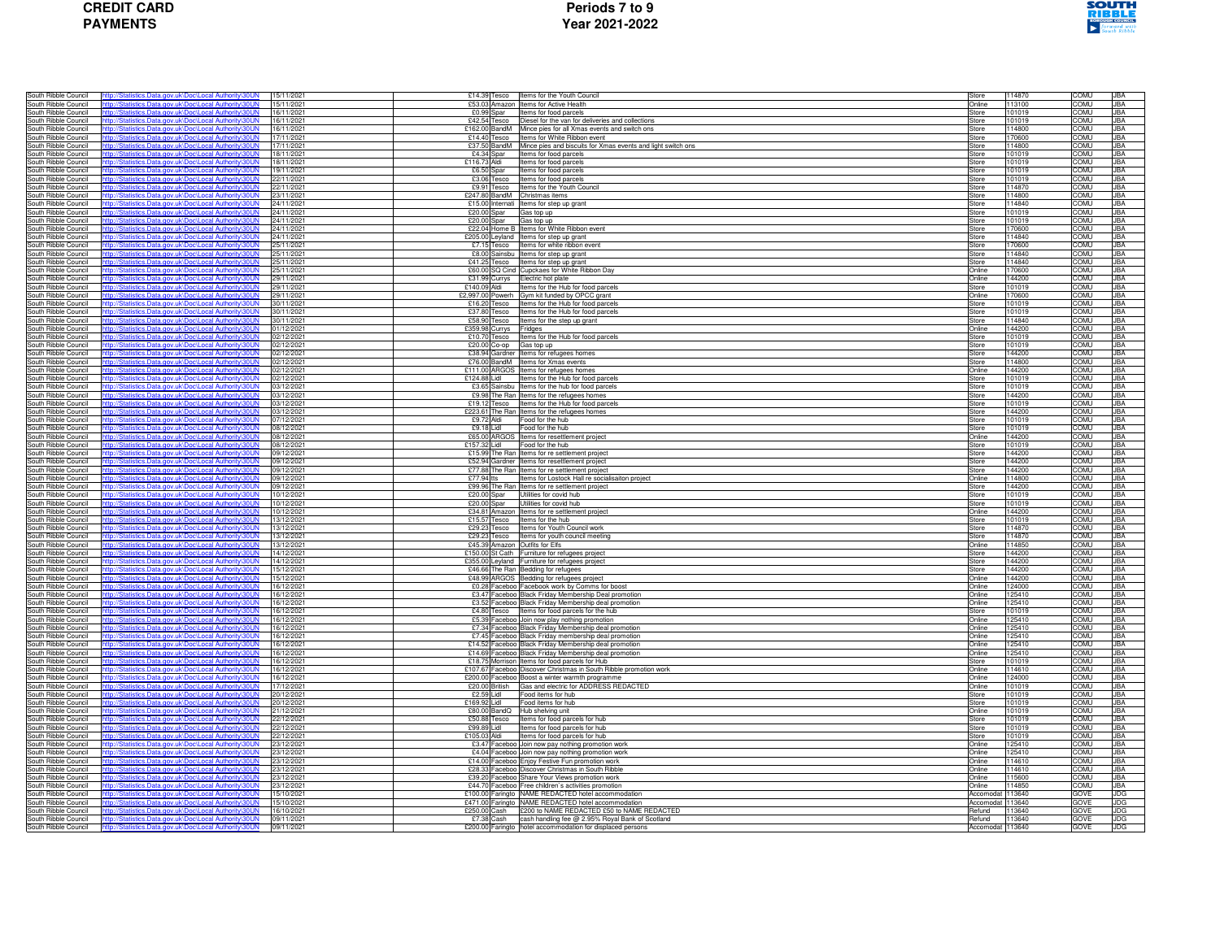# CREDIT CARD PAYMENTS

# Periods 7 to 9 Year 2021-2022

| | | | | | | | | | | |
|---|---|---|---|---|---|---|---|---|---|---|
| South Ribble Council | http://Statistics.Data.gov.uk\Doc\Local Authority\30UN | 15/11/2021 | | £14.39 | Tesco | Items for the Youth Council | Store | 114870 | COMU | JBA |
| South Ribble Council | http://Statistics.Data.gov.uk\Doc\Local Authority\30UN | 15/11/2021 | | £53.03 | Amazon | Items for Active Health | Online | 113100 | COMU | JBA |
| South Ribble Council | http://Statistics.Data.gov.uk\Doc\Local Authority\30UN | 16/11/2021 | | £0.99 | Spar | Items for food parcels | Store | 101019 | COMU | JBA |
| South Ribble Council | http://Statistics.Data.gov.uk\Doc\Local Authority\30UN | 16/11/2021 | | £42.54 | Tesco | Diesel for the van for deliveries and collections | Store | 101019 | COMU | JBA |
| South Ribble Council | http://Statistics.Data.gov.uk\Doc\Local Authority\30UN | 16/11/2021 | | £162.00 | BandM | Mince pies for all Xmas events and switch ons | Store | 114800 | COMU | JBA |
| South Ribble Council | http://Statistics.Data.gov.uk\Doc\Local Authority\30UN | 17/11/2021 | | £14.40 | Tesco | Items for White Ribbon event | Store | 170600 | COMU | JBA |
| South Ribble Council | http://Statistics.Data.gov.uk\Doc\Local Authority\30UN | 17/11/2021 | | £37.50 | BandM | Mince pies and biscuits for Xmas events and light switch ons | Store | 114800 | COMU | JBA |
| South Ribble Council | http://Statistics.Data.gov.uk\Doc\Local Authority\30UN | 18/11/2021 | | £4.34 | Spar | Items for food parcels | Store | 101019 | COMU | JBA |
| South Ribble Council | http://Statistics.Data.gov.uk\Doc\Local Authority\30UN | 18/11/2021 | | £116.73 | Aldi | Items for food parcels | Store | 101019 | COMU | JBA |
| South Ribble Council | http://Statistics.Data.gov.uk\Doc\Local Authority\30UN | 19/11/2021 | | £6.50 | Spar | Items for food parcels | Store | 101019 | COMU | JBA |
| South Ribble Council | http://Statistics.Data.gov.uk\Doc\Local Authority\30UN | 22/11/2021 | | £3.06 | Tesco | Items for food parcels | Store | 101019 | COMU | JBA |
| South Ribble Council | http://Statistics.Data.gov.uk\Doc\Local Authority\30UN | 22/11/2021 | | £9.91 | Tesco | Items for the Youth Council | Store | 114870 | COMU | JBA |
| South Ribble Council | http://Statistics.Data.gov.uk\Doc\Local Authority\30UN | 23/11/2021 | | £247.80 | BandM | Christmas items | Store | 114800 | COMU | JBA |
| South Ribble Council | http://Statistics.Data.gov.uk\Doc\Local Authority\30UN | 24/11/2021 | | £15.00 | Internati | Items for step up grant | Store | 114840 | COMU | JBA |
| South Ribble Council | http://Statistics.Data.gov.uk\Doc\Local Authority\30UN | 24/11/2021 | | £20.00 | Spar | Gas top up | Store | 101019 | COMU | JBA |
| South Ribble Council | http://Statistics.Data.gov.uk\Doc\Local Authority\30UN | 24/11/2021 | | £20.00 | Spar | Gas top up | Store | 101019 | COMU | JBA |
| South Ribble Council | http://Statistics.Data.gov.uk\Doc\Local Authority\30UN | 24/11/2021 | | £22.04 | Home B | Items for White Ribbon event | Store | 170600 | COMU | JBA |
| South Ribble Council | http://Statistics.Data.gov.uk\Doc\Local Authority\30UN | 24/11/2021 | | £205.00 | Leyland | Items for step up grant | Store | 114840 | COMU | JBA |
| South Ribble Council | http://Statistics.Data.gov.uk\Doc\Local Authority\30UN | 25/11/2021 | | £7.15 | Tesco | Items for white ribbon event | Store | 170600 | COMU | JBA |
| South Ribble Council | http://Statistics.Data.gov.uk\Doc\Local Authority\30UN | 25/11/2021 | | £8.00 | Sainsbu | Items for step up grant | Store | 114840 | COMU | JBA |
| South Ribble Council | http://Statistics.Data.gov.uk\Doc\Local Authority\30UN | 25/11/2021 | | £41.25 | Tesco | Items for step up grant | Store | 114840 | COMU | JBA |
| South Ribble Council | http://Statistics.Data.gov.uk\Doc\Local Authority\30UN | 25/11/2021 | | £60.00 | SQ Cind | Cupckaes for White Ribbon Day | Online | 170600 | COMU | JBA |
| South Ribble Council | http://Statistics.Data.gov.uk\Doc\Local Authority\30UN | 29/11/2021 | | £31.99 | Currys | Electric hot plate | Online | 144200 | COMU | JBA |
| South Ribble Council | http://Statistics.Data.gov.uk\Doc\Local Authority\30UN | 29/11/2021 | | £140.09 | Aldi | Items for the Hub for food parcels | Store | 101019 | COMU | JBA |
| South Ribble Council | http://Statistics.Data.gov.uk\Doc\Local Authority\30UN | 29/11/2021 | | £2,997.00 | Powerh | Gym kit funded by OPCC grant | Online | 170600 | COMU | JBA |
| South Ribble Council | http://Statistics.Data.gov.uk\Doc\Local Authority\30UN | 30/11/2021 | | £16.20 | Tesco | Items for the Hub for food parcels | Store | 101019 | COMU | JBA |
| South Ribble Council | http://Statistics.Data.gov.uk\Doc\Local Authority\30UN | 30/11/2021 | | £37.80 | Tesco | Items for the Hub for food parcels | Store | 101019 | COMU | JBA |
| South Ribble Council | http://Statistics.Data.gov.uk\Doc\Local Authority\30UN | 30/11/2021 | | £58.90 | Tesco | Items for the step up grant | Store | 114840 | COMU | JBA |
| South Ribble Council | http://Statistics.Data.gov.uk\Doc\Local Authority\30UN | 01/12/2021 | | £359.98 | Currys | Fridges | Online | 144200 | COMU | JBA |
| South Ribble Council | http://Statistics.Data.gov.uk\Doc\Local Authority\30UN | 02/12/2021 | | £10.70 | Tesco | Items for the Hub for food parcels | Store | 101019 | COMU | JBA |
| South Ribble Council | http://Statistics.Data.gov.uk\Doc\Local Authority\30UN | 02/12/2021 | | £20.00 | Co-op | Gas top up | Store | 101019 | COMU | JBA |
| South Ribble Council | http://Statistics.Data.gov.uk\Doc\Local Authority\30UN | 02/12/2021 | | £38.94 | Gardner | Items for refugees homes | Store | 144200 | COMU | JBA |
| South Ribble Council | http://Statistics.Data.gov.uk\Doc\Local Authority\30UN | 02/12/2021 | | £76.00 | BandM | Items for Xmas events | Store | 114800 | COMU | JBA |
| South Ribble Council | http://Statistics.Data.gov.uk\Doc\Local Authority\30UN | 02/12/2021 | | £111.00 | ARGOS | Items for refugees homes | Online | 144200 | COMU | JBA |
| South Ribble Council | http://Statistics.Data.gov.uk\Doc\Local Authority\30UN | 02/12/2021 | | £124.88 | Lidl | Items for the Hub for food parcels | Store | 101019 | COMU | JBA |
| South Ribble Council | http://Statistics.Data.gov.uk\Doc\Local Authority\30UN | 03/12/2021 | | £3.65 | Sainsbu | Items for the hub for food parcels | Store | 101019 | COMU | JBA |
| South Ribble Council | http://Statistics.Data.gov.uk\Doc\Local Authority\30UN | 03/12/2021 | | £9.98 | The Ran | Items for the refugees homes | Store | 144200 | COMU | JBA |
| South Ribble Council | http://Statistics.Data.gov.uk\Doc\Local Authority\30UN | 03/12/2021 | | £19.12 | Tesco | Items for the Hub for food parcels | Store | 101019 | COMU | JBA |
| South Ribble Council | http://Statistics.Data.gov.uk\Doc\Local Authority\30UN | 03/12/2021 | | £223.61 | The Ran | Items for the refugees homes | Store | 144200 | COMU | JBA |
| South Ribble Council | http://Statistics.Data.gov.uk\Doc\Local Authority\30UN | 07/12/2021 | | £9.72 | Aldi | Food for the hub | Store | 101019 | COMU | JBA |
| South Ribble Council | http://Statistics.Data.gov.uk\Doc\Local Authority\30UN | 08/12/2021 | | £9.18 | Lidl | Food for the hub | Store | 101019 | COMU | JBA |
| South Ribble Council | http://Statistics.Data.gov.uk\Doc\Local Authority\30UN | 08/12/2021 | | £65.00 | ARGOS | Items for resettlement project | Online | 144200 | COMU | JBA |
| South Ribble Council | http://Statistics.Data.gov.uk\Doc\Local Authority\30UN | 08/12/2021 | | £157.32 | Lidl | Food for the hub | Store | 101019 | COMU | JBA |
| South Ribble Council | http://Statistics.Data.gov.uk\Doc\Local Authority\30UN | 09/12/2021 | | £15.99 | The Ran | Items for re settlement project | Store | 144200 | COMU | JBA |
| South Ribble Council | http://Statistics.Data.gov.uk\Doc\Local Authority\30UN | 09/12/2021 | | £52.94 | Gardner | Items for resettlement project | Store | 144200 | COMU | JBA |
| South Ribble Council | http://Statistics.Data.gov.uk\Doc\Local Authority\30UN | 09/12/2021 | | £77.88 | The Ran | Items for re settlement project | Store | 144200 | COMU | JBA |
| South Ribble Council | http://Statistics.Data.gov.uk\Doc\Local Authority\30UN | 09/12/2021 | | £77.94 | Its | Items for Lostock Hall re socialisaiton project | Online | 114800 | COMU | JBA |
| South Ribble Council | http://Statistics.Data.gov.uk\Doc\Local Authority\30UN | 09/12/2021 | | £99.96 | The Ran | Items for re settlement project | Store | 144200 | COMU | JBA |
| South Ribble Council | http://Statistics.Data.gov.uk\Doc\Local Authority\30UN | 10/12/2021 | | £20.00 | Spar | Utilities for covid hub | Store | 101019 | COMU | JBA |
| South Ribble Council | http://Statistics.Data.gov.uk\Doc\Local Authority\30UN | 10/12/2021 | | £20.00 | Spar | Utilities for covid hub | Store | 101019 | COMU | JBA |
| South Ribble Council | http://Statistics.Data.gov.uk\Doc\Local Authority\30UN | 10/12/2021 | | £34.81 | Amazon | Items for re settlement project | Online | 144200 | COMU | JBA |
| South Ribble Council | http://Statistics.Data.gov.uk\Doc\Local Authority\30UN | 13/12/2021 | | £15.57 | Tesco | Items for the hub | Store | 101019 | COMU | JBA |
| South Ribble Council | http://Statistics.Data.gov.uk\Doc\Local Authority\30UN | 13/12/2021 | | £29.23 | Tesco | Items for Youth Council work | Store | 114870 | COMU | JBA |
| South Ribble Council | http://Statistics.Data.gov.uk\Doc\Local Authority\30UN | 13/12/2021 | | £29.23 | Tesco | Items for youth council meeting | Store | 114870 | COMU | JBA |
| South Ribble Council | http://Statistics.Data.gov.uk\Doc\Local Authority\30UN | 13/12/2021 | | £45.39 | Amazon | Outfits for Elfs | Online | 114850 | COMU | JBA |
| South Ribble Council | http://Statistics.Data.gov.uk\Doc\Local Authority\30UN | 14/12/2021 | | £150.00 | St Cath | Furniture for refugees project | Store | 144200 | COMU | JBA |
| South Ribble Council | http://Statistics.Data.gov.uk\Doc\Local Authority\30UN | 14/12/2021 | | £355.00 | Leyland | Furniture for refugees project | Store | 144200 | COMU | JBA |
| South Ribble Council | http://Statistics.Data.gov.uk\Doc\Local Authority\30UN | 15/12/2021 | | £46.66 | The Ran | Bedding for refugees | Store | 144200 | COMU | JBA |
| South Ribble Council | http://Statistics.Data.gov.uk\Doc\Local Authority\30UN | 15/12/2021 | | £48.99 | ARGOS | Bedding for refugees project | Online | 144200 | COMU | JBA |
| South Ribble Council | http://Statistics.Data.gov.uk\Doc\Local Authority\30UN | 16/12/2021 | | £0.28 | Faceboo | Facebook work by Comms for boost | Online | 124000 | COMU | JBA |
| South Ribble Council | http://Statistics.Data.gov.uk\Doc\Local Authority\30UN | 16/12/2021 | | £3.47 | Faceboo | Black Friday Membership Deal promotion | Online | 125410 | COMU | JBA |
| South Ribble Council | http://Statistics.Data.gov.uk\Doc\Local Authority\30UN | 16/12/2021 | | £3.52 | Faceboo | Black Friday Membership deal promotion | Online | 125410 | COMU | JBA |
| South Ribble Council | http://Statistics.Data.gov.uk\Doc\Local Authority\30UN | 16/12/2021 | | £4.80 | Tesco | Items for food parcels for the hub | Store | 101019 | COMU | JBA |
| South Ribble Council | http://Statistics.Data.gov.uk\Doc\Local Authority\30UN | 16/12/2021 | | £5.39 | Faceboo | Join now play nothing promotion | Online | 125410 | COMU | JBA |
| South Ribble Council | http://Statistics.Data.gov.uk\Doc\Local Authority\30UN | 16/12/2021 | | £7.34 | Faceboo | Black Friday Membership deal promotion | Online | 125410 | COMU | JBA |
| South Ribble Council | http://Statistics.Data.gov.uk\Doc\Local Authority\30UN | 16/12/2021 | | £7.45 | Faceboo | Black Friday membership deal promotion | Online | 125410 | COMU | JBA |
| South Ribble Council | http://Statistics.Data.gov.uk\Doc\Local Authority\30UN | 16/12/2021 | | £14.52 | Faceboo | Black Friday Membership deal promotion | Online | 125410 | COMU | JBA |
| South Ribble Council | http://Statistics.Data.gov.uk\Doc\Local Authority\30UN | 16/12/2021 | | £14.69 | Faceboo | Black Friday Membership deal promotion | Online | 125410 | COMU | JBA |
| South Ribble Council | http://Statistics.Data.gov.uk\Doc\Local Authority\30UN | 16/12/2021 | | £18.75 | Morrison | Items for food parcels for Hub | Store | 101019 | COMU | JBA |
| South Ribble Council | http://Statistics.Data.gov.uk\Doc\Local Authority\30UN | 16/12/2021 | | £107.67 | Faceboo | Discover Christmas in South Ribble promotion work | Online | 114610 | COMU | JBA |
| South Ribble Council | http://Statistics.Data.gov.uk\Doc\Local Authority\30UN | 16/12/2021 | | £200.00 | Faceboo | Boost a winter warmth programme | Online | 124000 | COMU | JBA |
| South Ribble Council | http://Statistics.Data.gov.uk\Doc\Local Authority\30UN | 17/12/2021 | | £20.00 | British | Gas and electric for ADDRESS REDACTED | Online | 101019 | COMU | JBA |
| South Ribble Council | http://Statistics.Data.gov.uk\Doc\Local Authority\30UN | 20/12/2021 | | £2.59 | Lidl | Food items for hub | Store | 101019 | COMU | JBA |
| South Ribble Council | http://Statistics.Data.gov.uk\Doc\Local Authority\30UN | 20/12/2021 | | £169.92 | Lidl | Food items for hub | Store | 101019 | COMU | JBA |
| South Ribble Council | http://Statistics.Data.gov.uk\Doc\Local Authority\30UN | 21/12/2021 | | £80.00 | BandQ | Hub shelving unit | Online | 101019 | COMU | JBA |
| South Ribble Council | http://Statistics.Data.gov.uk\Doc\Local Authority\30UN | 22/12/2021 | | £50.88 | Tesco | Items for food parcels for hub | Store | 101019 | COMU | JBA |
| South Ribble Council | http://Statistics.Data.gov.uk\Doc\Local Authority\30UN | 22/12/2021 | | £99.89 | Lidl | Items for food parcels for hub | Store | 101019 | COMU | JBA |
| South Ribble Council | http://Statistics.Data.gov.uk\Doc\Local Authority\30UN | 22/12/2021 | | £105.03 | Aldi | Items for food parcels for hub | Store | 101019 | COMU | JBA |
| South Ribble Council | http://Statistics.Data.gov.uk\Doc\Local Authority\30UN | 23/12/2021 | | £3.47 | Faceboo | Join now pay nothing promotion work | Online | 125410 | COMU | JBA |
| South Ribble Council | http://Statistics.Data.gov.uk\Doc\Local Authority\30UN | 23/12/2021 | | £4.04 | Faceboo | Join now pay nothing promotion work | Online | 125410 | COMU | JBA |
| South Ribble Council | http://Statistics.Data.gov.uk\Doc\Local Authority\30UN | 23/12/2021 | | £14.00 | Faceboo | Enjoy Festive Fun promotion work | Online | 114610 | COMU | JBA |
| South Ribble Council | http://Statistics.Data.gov.uk\Doc\Local Authority\30UN | 23/12/2021 | | £28.33 | Faceboo | Discover Christmas in South Ribble | Online | 114610 | COMU | JBA |
| South Ribble Council | http://Statistics.Data.gov.uk\Doc\Local Authority\30UN | 23/12/2021 | | £39.20 | Faceboo | Share Your Views promotion work | Online | 115600 | COMU | JBA |
| South Ribble Council | http://Statistics.Data.gov.uk\Doc\Local Authority\30UN | 23/12/2021 | | £44.70 | Faceboo | Free children's activities promotion | Online | 114850 | COMU | JBA |
| South Ribble Council | http://Statistics.Data.gov.uk\Doc\Local Authority\30UN | 15/10/2021 | | £100.00 | Faringto | NAME REDACTED hotel accommodation | Accomodat | 113640 | GOVE | JDG |
| South Ribble Council | http://Statistics.Data.gov.uk\Doc\Local Authority\30UN | 15/10/2021 | | £471.00 | Faringto | NAME REDACTED hotel accommodation | Accomodat | 113640 | GOVE | JDG |
| South Ribble Council | http://Statistics.Data.gov.uk\Doc\Local Authority\30UN | 16/10/2021 | | £250.00 | Cash | £200 to NAME REDACTED £50 to NAME REDACTED | Refund | 113640 | GOVE | JDG |
| South Ribble Council | http://Statistics.Data.gov.uk\Doc\Local Authority\30UN | 09/11/2021 | | £7.38 | Cash | cash handling fee @ 2.95% Royal Bank of Scotland | Refund | 113640 | GOVE | JDG |
| South Ribble Council | http://Statistics.Data.gov.uk\Doc\Local Authority\30UN | 09/11/2021 | | £200.00 | Faringto | hotel accommodation for displaced persons | Accomodat | 113640 | GOVE | JDG |